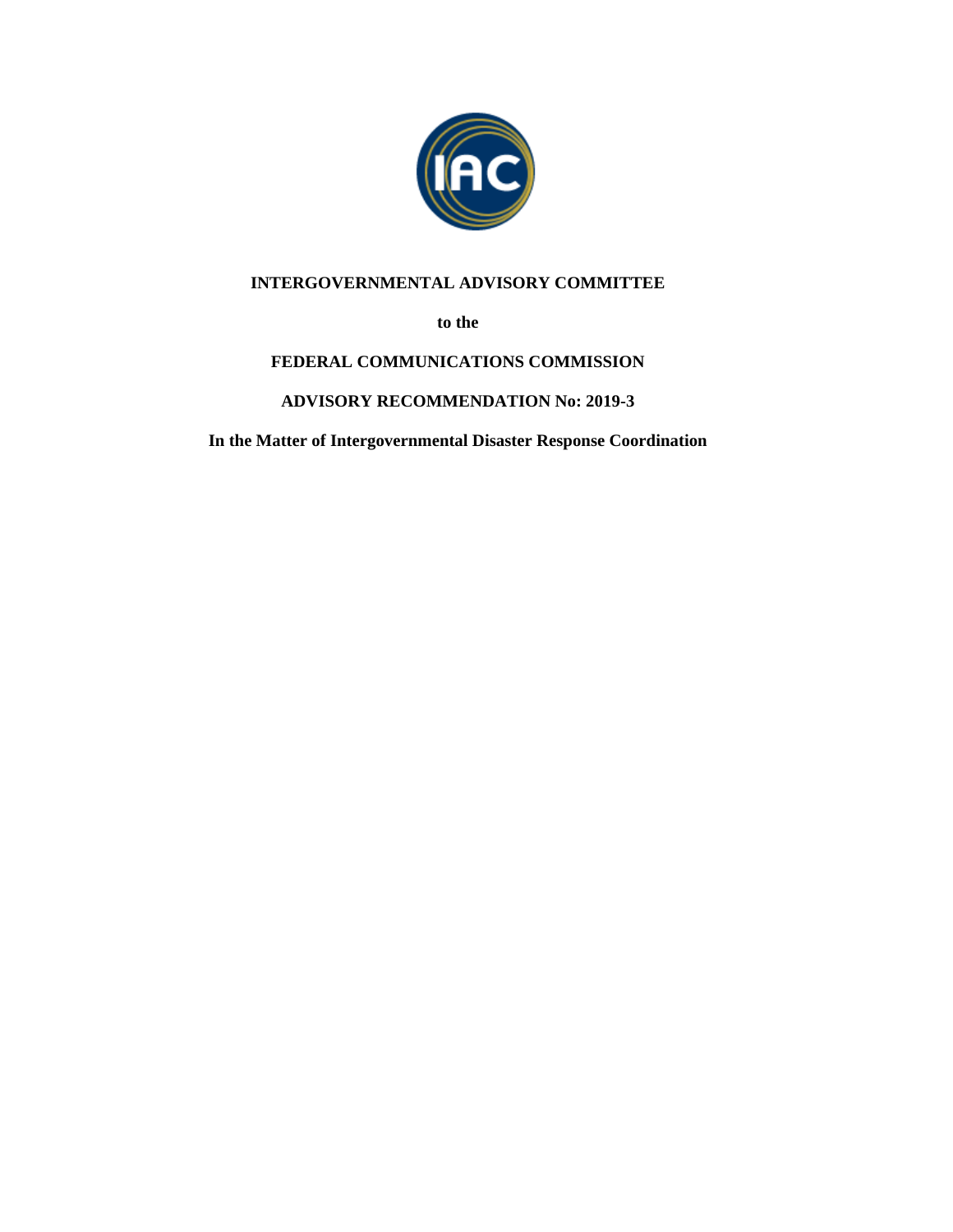**INTERGOVERNMENTAL ADVISORY COMMITTEE**

**to the**

**FEDERAL COMMUNICATIONS COMMISSION**

**ADVISORY RECOMMENDATION No: 2019-3**

**In the Matter of Intergovernmental Disaster Response Coordination**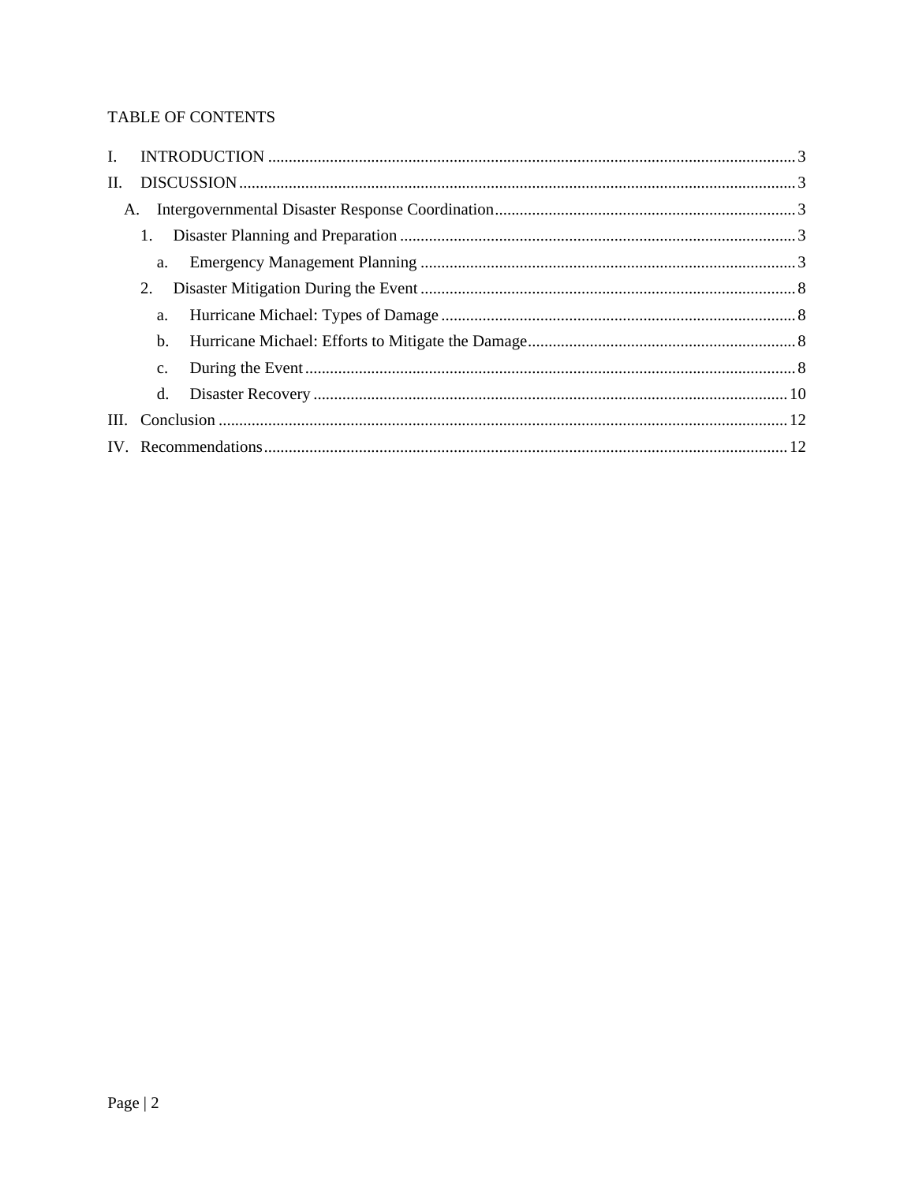TABLE OF CONTENTS

I. INTRODUCTION ........ 3

II. DISCUSSION ........ 3

- A. Intergovernmental Disaster Response Coordination ........ 3
  - 1. Disaster Planning and Preparation ........ 3
    - a. Emergency Management Planning ........ 3
  - 2. Disaster Mitigation During the Event ........ 8
    - a. Hurricane Michael: Types of Damage ........ 8
    - b. Hurricane Michael: Efforts to Mitigate the Damage ........ 8
    - c. During the Event ........ 8
    - d. Disaster Recovery ........ 10

III. Conclusion ........ 12

IV. Recommendations ........ 12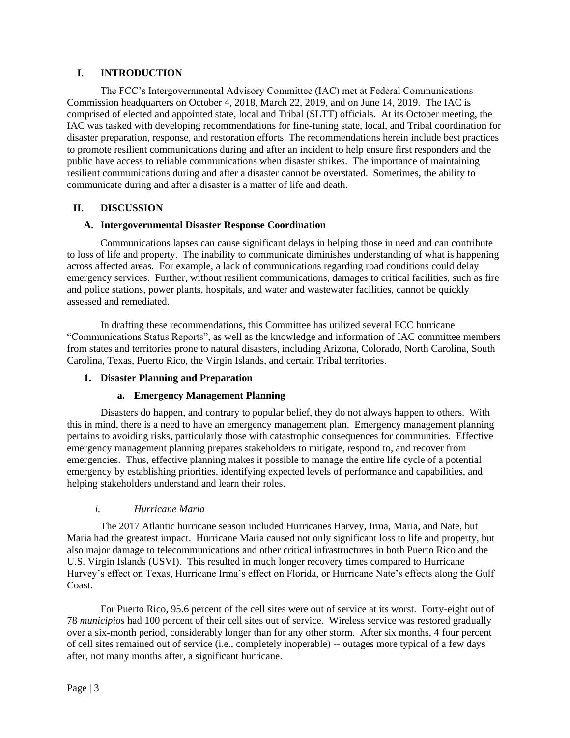## I. INTRODUCTION

The FCC's Intergovernmental Advisory Committee (IAC) met at Federal Communications Commission headquarters on October 4, 2018, March 22, 2019, and on June 14, 2019. The IAC is comprised of elected and appointed state, local and Tribal (SLTT) officials. At its October meeting, the IAC was tasked with developing recommendations for fine-tuning state, local, and Tribal coordination for disaster preparation, response, and restoration efforts. The recommendations herein include best practices to promote resilient communications during and after an incident to help ensure first responders and the public have access to reliable communications when disaster strikes. The importance of maintaining resilient communications during and after a disaster cannot be overstated. Sometimes, the ability to communicate during and after a disaster is a matter of life and death.

## II. DISCUSSION

### A. Intergovernmental Disaster Response Coordination

Communications lapses can cause significant delays in helping those in need and can contribute to loss of life and property. The inability to communicate diminishes understanding of what is happening across affected areas. For example, a lack of communications regarding road conditions could delay emergency services. Further, without resilient communications, damages to critical facilities, such as fire and police stations, power plants, hospitals, and water and wastewater facilities, cannot be quickly assessed and remediated.

In drafting these recommendations, this Committee has utilized several FCC hurricane "Communications Status Reports", as well as the knowledge and information of IAC committee members from states and territories prone to natural disasters, including Arizona, Colorado, North Carolina, South Carolina, Texas, Puerto Rico, the Virgin Islands, and certain Tribal territories.

#### 1. Disaster Planning and Preparation

##### a. Emergency Management Planning

Disasters do happen, and contrary to popular belief, they do not always happen to others. With this in mind, there is a need to have an emergency management plan. Emergency management planning pertains to avoiding risks, particularly those with catastrophic consequences for communities. Effective emergency management planning prepares stakeholders to mitigate, respond to, and recover from emergencies. Thus, effective planning makes it possible to manage the entire life cycle of a potential emergency by establishing priorities, identifying expected levels of performance and capabilities, and helping stakeholders understand and learn their roles.

###### *i. Hurricane Maria*

The 2017 Atlantic hurricane season included Hurricanes Harvey, Irma, Maria, and Nate, but Maria had the greatest impact. Hurricane Maria caused not only significant loss to life and property, but also major damage to telecommunications and other critical infrastructures in both Puerto Rico and the U.S. Virgin Islands (USVI). This resulted in much longer recovery times compared to Hurricane Harvey's effect on Texas, Hurricane Irma's effect on Florida, or Hurricane Nate's effects along the Gulf Coast.

For Puerto Rico, 95.6 percent of the cell sites were out of service at its worst. Forty-eight out of 78 *municipios* had 100 percent of their cell sites out of service. Wireless service was restored gradually over a six-month period, considerably longer than for any other storm. After six months, 4 four percent of cell sites remained out of service (i.e., completely inoperable) -- outages more typical of a few days after, not many months after, a significant hurricane.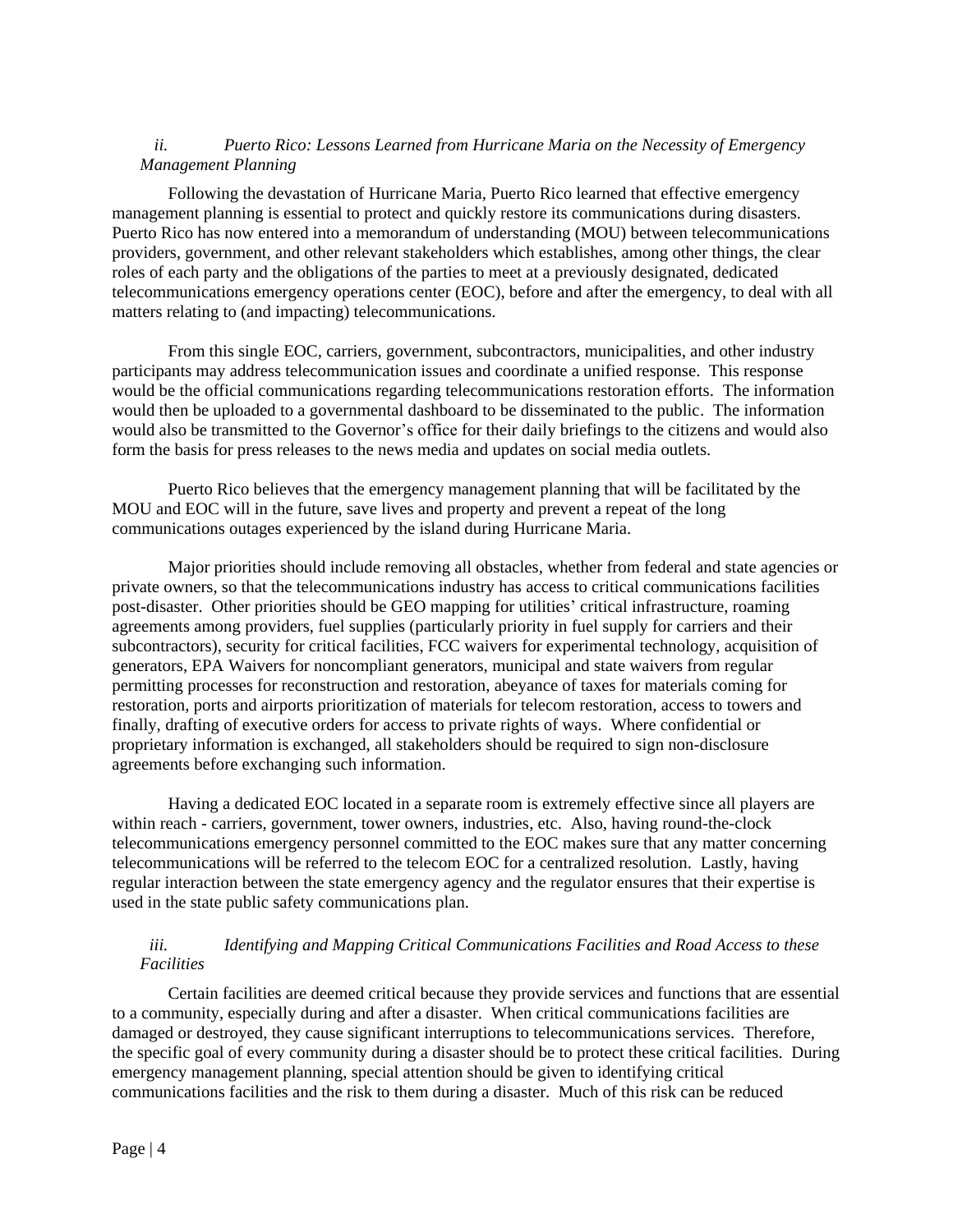### *ii. Puerto Rico: Lessons Learned from Hurricane Maria on the Necessity of Emergency Management Planning*

Following the devastation of Hurricane Maria, Puerto Rico learned that effective emergency management planning is essential to protect and quickly restore its communications during disasters. Puerto Rico has now entered into a memorandum of understanding (MOU) between telecommunications providers, government, and other relevant stakeholders which establishes, among other things, the clear roles of each party and the obligations of the parties to meet at a previously designated, dedicated telecommunications emergency operations center (EOC), before and after the emergency, to deal with all matters relating to (and impacting) telecommunications.

From this single EOC, carriers, government, subcontractors, municipalities, and other industry participants may address telecommunication issues and coordinate a unified response. This response would be the official communications regarding telecommunications restoration efforts. The information would then be uploaded to a governmental dashboard to be disseminated to the public. The information would also be transmitted to the Governor's office for their daily briefings to the citizens and would also form the basis for press releases to the news media and updates on social media outlets.

Puerto Rico believes that the emergency management planning that will be facilitated by the MOU and EOC will in the future, save lives and property and prevent a repeat of the long communications outages experienced by the island during Hurricane Maria.

Major priorities should include removing all obstacles, whether from federal and state agencies or private owners, so that the telecommunications industry has access to critical communications facilities post-disaster. Other priorities should be GEO mapping for utilities' critical infrastructure, roaming agreements among providers, fuel supplies (particularly priority in fuel supply for carriers and their subcontractors), security for critical facilities, FCC waivers for experimental technology, acquisition of generators, EPA Waivers for noncompliant generators, municipal and state waivers from regular permitting processes for reconstruction and restoration, abeyance of taxes for materials coming for restoration, ports and airports prioritization of materials for telecom restoration, access to towers and finally, drafting of executive orders for access to private rights of ways. Where confidential or proprietary information is exchanged, all stakeholders should be required to sign non-disclosure agreements before exchanging such information.

Having a dedicated EOC located in a separate room is extremely effective since all players are within reach - carriers, government, tower owners, industries, etc. Also, having round-the-clock telecommunications emergency personnel committed to the EOC makes sure that any matter concerning telecommunications will be referred to the telecom EOC for a centralized resolution. Lastly, having regular interaction between the state emergency agency and the regulator ensures that their expertise is used in the state public safety communications plan.

### *iii. Identifying and Mapping Critical Communications Facilities and Road Access to these Facilities*

Certain facilities are deemed critical because they provide services and functions that are essential to a community, especially during and after a disaster. When critical communications facilities are damaged or destroyed, they cause significant interruptions to telecommunications services. Therefore, the specific goal of every community during a disaster should be to protect these critical facilities. During emergency management planning, special attention should be given to identifying critical communications facilities and the risk to them during a disaster. Much of this risk can be reduced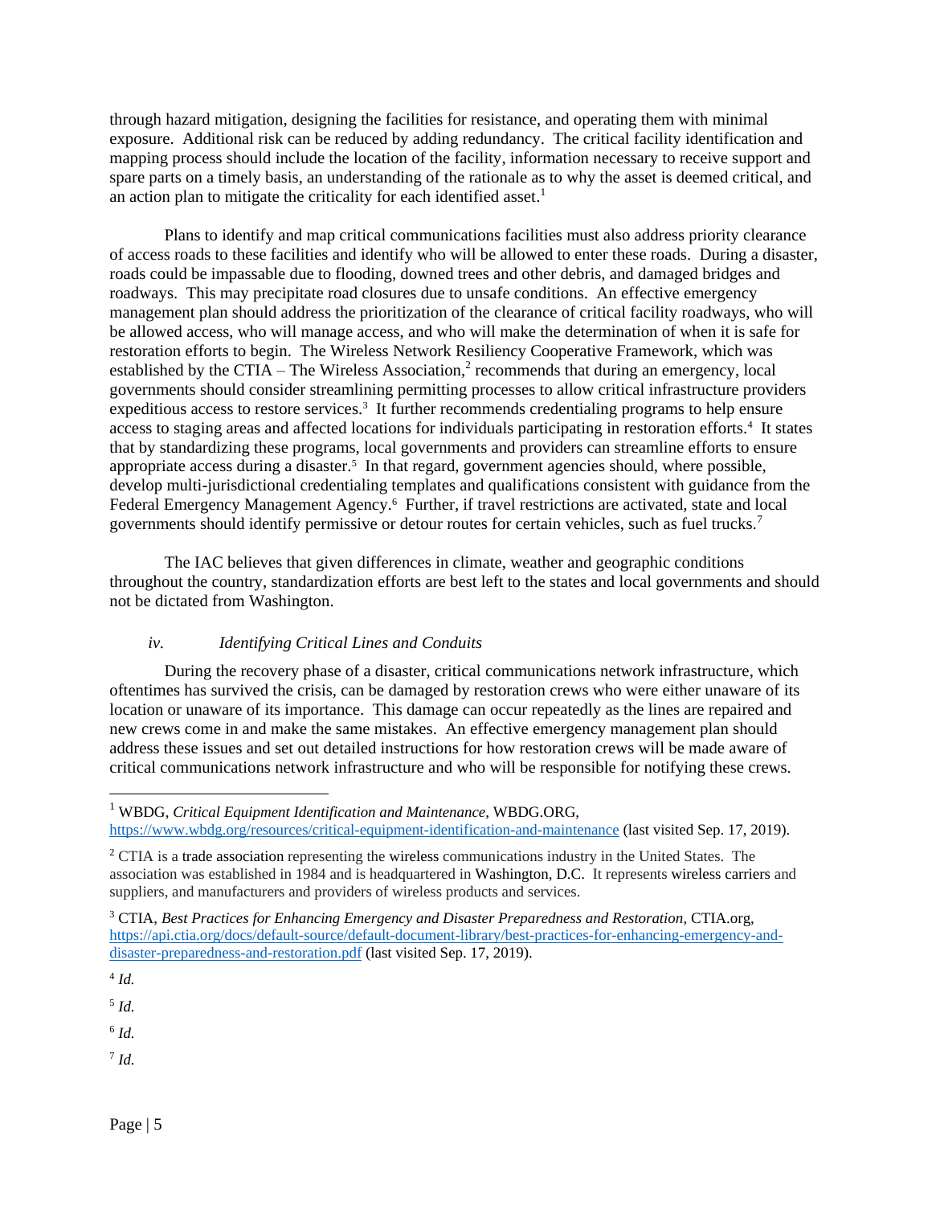through hazard mitigation, designing the facilities for resistance, and operating them with minimal exposure. Additional risk can be reduced by adding redundancy. The critical facility identification and mapping process should include the location of the facility, information necessary to receive support and spare parts on a timely basis, an understanding of the rationale as to why the asset is deemed critical, and an action plan to mitigate the criticality for each identified asset.[1]

Plans to identify and map critical communications facilities must also address priority clearance of access roads to these facilities and identify who will be allowed to enter these roads. During a disaster, roads could be impassable due to flooding, downed trees and other debris, and damaged bridges and roadways. This may precipitate road closures due to unsafe conditions. An effective emergency management plan should address the prioritization of the clearance of critical facility roadways, who will be allowed access, who will manage access, and who will make the determination of when it is safe for restoration efforts to begin. The Wireless Network Resiliency Cooperative Framework, which was established by the CTIA – The Wireless Association,[2] recommends that during an emergency, local governments should consider streamlining permitting processes to allow critical infrastructure providers expeditious access to restore services.[3] It further recommends credentialing programs to help ensure access to staging areas and affected locations for individuals participating in restoration efforts.[4] It states that by standardizing these programs, local governments and providers can streamline efforts to ensure appropriate access during a disaster.[5] In that regard, government agencies should, where possible, develop multi-jurisdictional credentialing templates and qualifications consistent with guidance from the Federal Emergency Management Agency.[6] Further, if travel restrictions are activated, state and local governments should identify permissive or detour routes for certain vehicles, such as fuel trucks.[7]

The IAC believes that given differences in climate, weather and geographic conditions throughout the country, standardization efforts are best left to the states and local governments and should not be dictated from Washington.

#### *iv. Identifying Critical Lines and Conduits*

During the recovery phase of a disaster, critical communications network infrastructure, which oftentimes has survived the crisis, can be damaged by restoration crews who were either unaware of its location or unaware of its importance. This damage can occur repeatedly as the lines are repaired and new crews come in and make the same mistakes. An effective emergency management plan should address these issues and set out detailed instructions for how restoration crews will be made aware of critical communications network infrastructure and who will be responsible for notifying these crews.

---

[1] WBDG, *Critical Equipment Identification and Maintenance*, WBDG.ORG, https://www.wbdg.org/resources/critical-equipment-identification-and-maintenance (last visited Sep. 17, 2019).

[2] CTIA is a trade association representing the wireless communications industry in the United States. The association was established in 1984 and is headquartered in Washington, D.C. It represents wireless carriers and suppliers, and manufacturers and providers of wireless products and services.

[3] CTIA, *Best Practices for Enhancing Emergency and Disaster Preparedness and Restoration*, CTIA.org, https://api.ctia.org/docs/default-source/default-document-library/best-practices-for-enhancing-emergency-and-disaster-preparedness-and-restoration.pdf (last visited Sep. 17, 2019).

[4] *Id.*

[5] *Id.*

[6] *Id.*

[7] *Id.*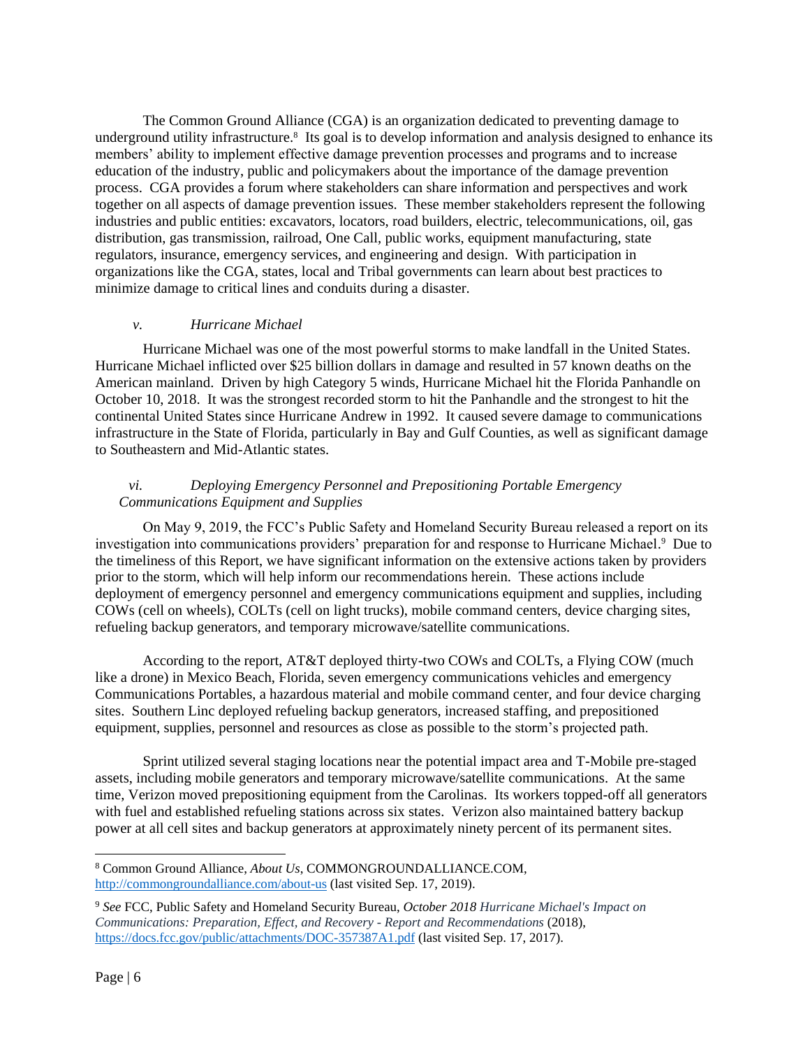The Common Ground Alliance (CGA) is an organization dedicated to preventing damage to underground utility infrastructure.[8] Its goal is to develop information and analysis designed to enhance its members' ability to implement effective damage prevention processes and programs and to increase education of the industry, public and policymakers about the importance of the damage prevention process. CGA provides a forum where stakeholders can share information and perspectives and work together on all aspects of damage prevention issues. These member stakeholders represent the following industries and public entities: excavators, locators, road builders, electric, telecommunications, oil, gas distribution, gas transmission, railroad, One Call, public works, equipment manufacturing, state regulators, insurance, emergency services, and engineering and design. With participation in organizations like the CGA, states, local and Tribal governments can learn about best practices to minimize damage to critical lines and conduits during a disaster.

*v. Hurricane Michael*

Hurricane Michael was one of the most powerful storms to make landfall in the United States. Hurricane Michael inflicted over $25 billion dollars in damage and resulted in 57 known deaths on the American mainland. Driven by high Category 5 winds, Hurricane Michael hit the Florida Panhandle on October 10, 2018. It was the strongest recorded storm to hit the Panhandle and the strongest to hit the continental United States since Hurricane Andrew in 1992. It caused severe damage to communications infrastructure in the State of Florida, particularly in Bay and Gulf Counties, as well as significant damage to Southeastern and Mid-Atlantic states.

*vi. Deploying Emergency Personnel and Prepositioning Portable Emergency Communications Equipment and Supplies*

On May 9, 2019, the FCC's Public Safety and Homeland Security Bureau released a report on its investigation into communications providers' preparation for and response to Hurricane Michael.[9] Due to the timeliness of this Report, we have significant information on the extensive actions taken by providers prior to the storm, which will help inform our recommendations herein. These actions include deployment of emergency personnel and emergency communications equipment and supplies, including COWs (cell on wheels), COLTs (cell on light trucks), mobile command centers, device charging sites, refueling backup generators, and temporary microwave/satellite communications.

According to the report, AT&T deployed thirty-two COWs and COLTs, a Flying COW (much like a drone) in Mexico Beach, Florida, seven emergency communications vehicles and emergency Communications Portables, a hazardous material and mobile command center, and four device charging sites. Southern Linc deployed refueling backup generators, increased staffing, and prepositioned equipment, supplies, personnel and resources as close as possible to the storm's projected path.

Sprint utilized several staging locations near the potential impact area and T-Mobile pre-staged assets, including mobile generators and temporary microwave/satellite communications. At the same time, Verizon moved prepositioning equipment from the Carolinas. Its workers topped-off all generators with fuel and established refueling stations across six states. Verizon also maintained battery backup power at all cell sites and backup generators at approximately ninety percent of its permanent sites.

---

[8] Common Ground Alliance, *About Us*, COMMONGROUNDALLIANCE.COM, http://commongroundalliance.com/about-us (last visited Sep. 17, 2019).

[9] *See* FCC, Public Safety and Homeland Security Bureau, *October 2018 Hurricane Michael's Impact on Communications: Preparation, Effect, and Recovery - Report and Recommendations* (2018), https://docs.fcc.gov/public/attachments/DOC-357387A1.pdf (last visited Sep. 17, 2017).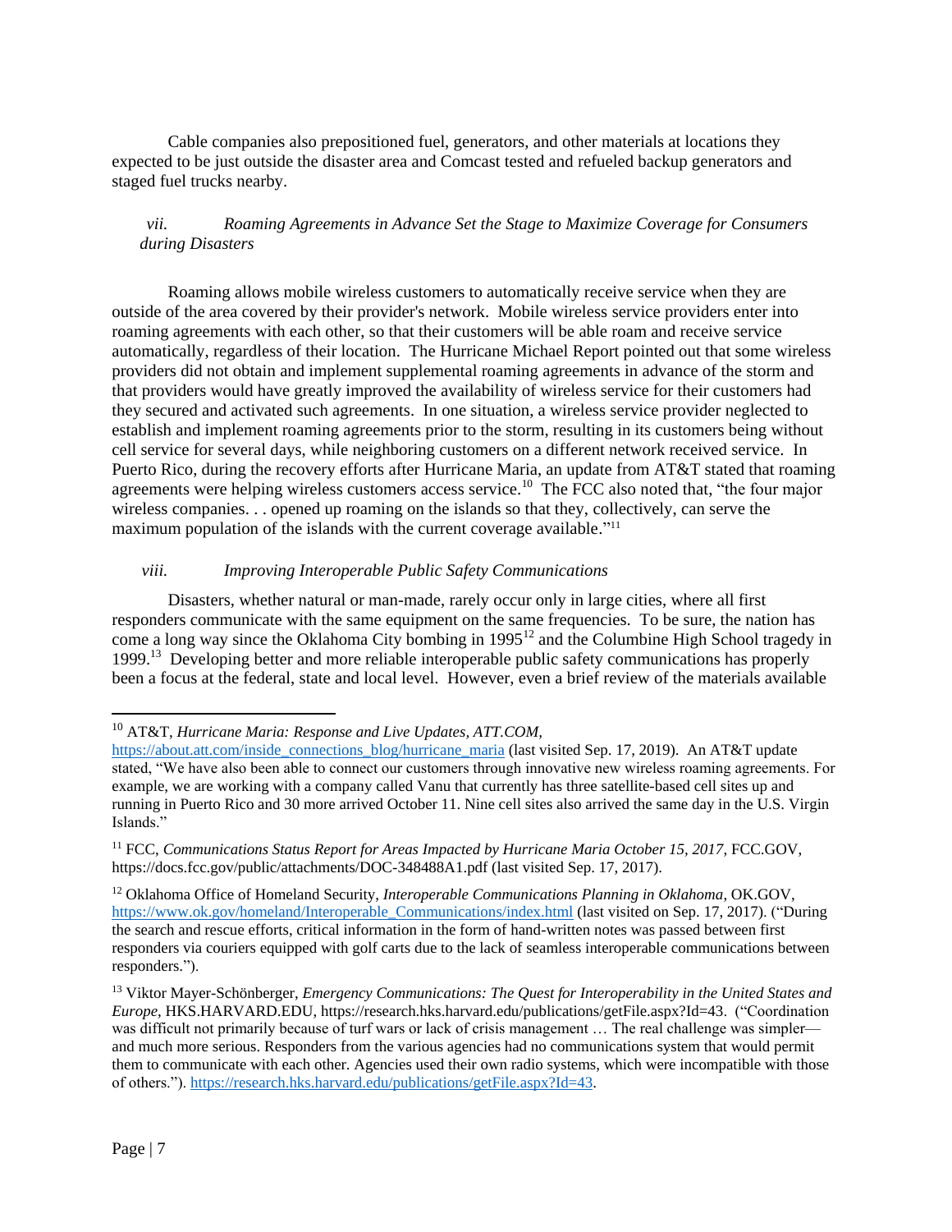Cable companies also prepositioned fuel, generators, and other materials at locations they expected to be just outside the disaster area and Comcast tested and refueled backup generators and staged fuel trucks nearby.

### *vii. Roaming Agreements in Advance Set the Stage to Maximize Coverage for Consumers during Disasters*

Roaming allows mobile wireless customers to automatically receive service when they are outside of the area covered by their provider's network. Mobile wireless service providers enter into roaming agreements with each other, so that their customers will be able roam and receive service automatically, regardless of their location. The Hurricane Michael Report pointed out that some wireless providers did not obtain and implement supplemental roaming agreements in advance of the storm and that providers would have greatly improved the availability of wireless service for their customers had they secured and activated such agreements. In one situation, a wireless service provider neglected to establish and implement roaming agreements prior to the storm, resulting in its customers being without cell service for several days, while neighboring customers on a different network received service. In Puerto Rico, during the recovery efforts after Hurricane Maria, an update from AT&T stated that roaming agreements were helping wireless customers access service.[10] The FCC also noted that, "the four major wireless companies. . . opened up roaming on the islands so that they, collectively, can serve the maximum population of the islands with the current coverage available."[11]

### *viii. Improving Interoperable Public Safety Communications*

Disasters, whether natural or man-made, rarely occur only in large cities, where all first responders communicate with the same equipment on the same frequencies. To be sure, the nation has come a long way since the Oklahoma City bombing in 1995[12] and the Columbine High School tragedy in 1999.[13] Developing better and more reliable interoperable public safety communications has properly been a focus at the federal, state and local level. However, even a brief review of the materials available

---

[10] AT&T, *Hurricane Maria: Response and Live Updates*, *ATT.COM*, https://about.att.com/inside_connections_blog/hurricane_maria (last visited Sep. 17, 2019). An AT&T update stated, "We have also been able to connect our customers through innovative new wireless roaming agreements. For example, we are working with a company called Vanu that currently has three satellite-based cell sites up and running in Puerto Rico and 30 more arrived October 11. Nine cell sites also arrived the same day in the U.S. Virgin Islands."

[11] FCC, *Communications Status Report for Areas Impacted by Hurricane Maria October 15, 2017*, FCC.GOV, https://docs.fcc.gov/public/attachments/DOC-348488A1.pdf (last visited Sep. 17, 2017).

[12] Oklahoma Office of Homeland Security, *Interoperable Communications Planning in Oklahoma*, OK.GOV, https://www.ok.gov/homeland/Interoperable_Communications/index.html (last visited on Sep. 17, 2017). ("During the search and rescue efforts, critical information in the form of hand-written notes was passed between first responders via couriers equipped with golf carts due to the lack of seamless interoperable communications between responders.").

[13] Viktor Mayer-Schönberger, *Emergency Communications: The Quest for Interoperability in the United States and Europe*, HKS.HARVARD.EDU, https://research.hks.harvard.edu/publications/getFile.aspx?Id=43. ("Coordination was difficult not primarily because of turf wars or lack of crisis management … The real challenge was simpler—and much more serious. Responders from the various agencies had no communications system that would permit them to communicate with each other. Agencies used their own radio systems, which were incompatible with those of others."). https://research.hks.harvard.edu/publications/getFile.aspx?Id=43.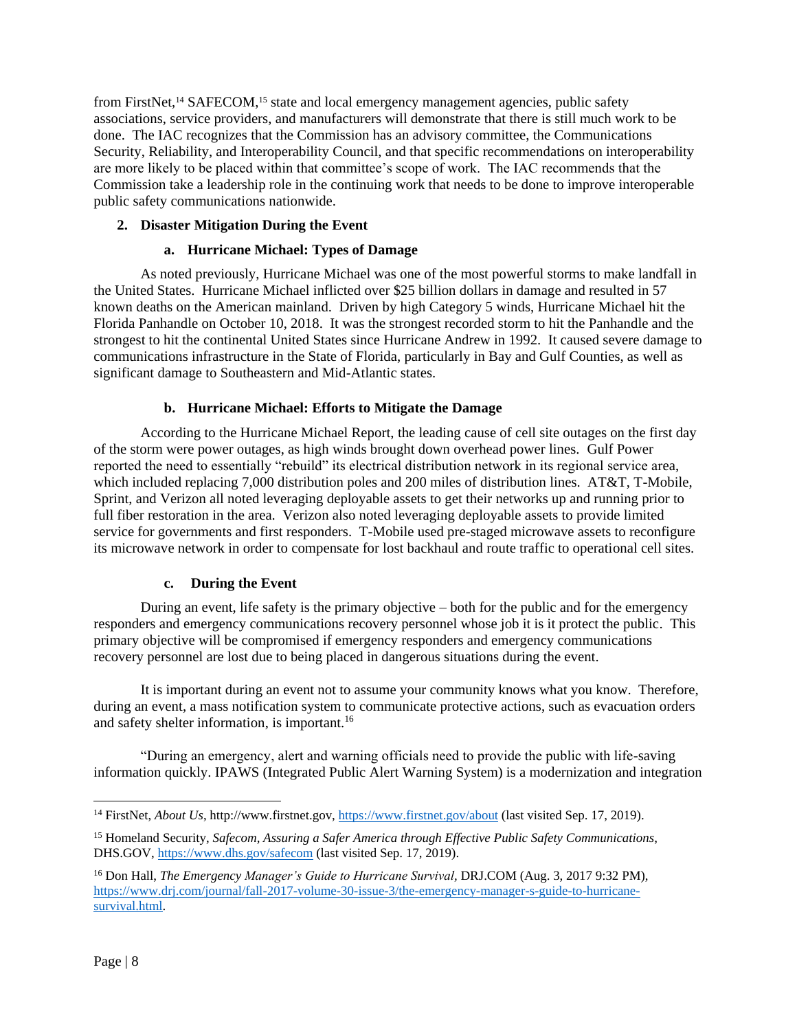from FirstNet,[14] SAFECOM,[15] state and local emergency management agencies, public safety associations, service providers, and manufacturers will demonstrate that there is still much work to be done. The IAC recognizes that the Commission has an advisory committee, the Communications Security, Reliability, and Interoperability Council, and that specific recommendations on interoperability are more likely to be placed within that committee's scope of work. The IAC recommends that the Commission take a leadership role in the continuing work that needs to be done to improve interoperable public safety communications nationwide.

### 2. Disaster Mitigation During the Event

#### a. Hurricane Michael: Types of Damage

As noted previously, Hurricane Michael was one of the most powerful storms to make landfall in the United States. Hurricane Michael inflicted over $25 billion dollars in damage and resulted in 57 known deaths on the American mainland. Driven by high Category 5 winds, Hurricane Michael hit the Florida Panhandle on October 10, 2018. It was the strongest recorded storm to hit the Panhandle and the strongest to hit the continental United States since Hurricane Andrew in 1992. It caused severe damage to communications infrastructure in the State of Florida, particularly in Bay and Gulf Counties, as well as significant damage to Southeastern and Mid-Atlantic states.

#### b. Hurricane Michael: Efforts to Mitigate the Damage

According to the Hurricane Michael Report, the leading cause of cell site outages on the first day of the storm were power outages, as high winds brought down overhead power lines. Gulf Power reported the need to essentially "rebuild" its electrical distribution network in its regional service area, which included replacing 7,000 distribution poles and 200 miles of distribution lines. AT&T, T-Mobile, Sprint, and Verizon all noted leveraging deployable assets to get their networks up and running prior to full fiber restoration in the area. Verizon also noted leveraging deployable assets to provide limited service for governments and first responders. T-Mobile used pre-staged microwave assets to reconfigure its microwave network in order to compensate for lost backhaul and route traffic to operational cell sites.

#### c. During the Event

During an event, life safety is the primary objective – both for the public and for the emergency responders and emergency communications recovery personnel whose job it is it protect the public. This primary objective will be compromised if emergency responders and emergency communications recovery personnel are lost due to being placed in dangerous situations during the event.

It is important during an event not to assume your community knows what you know. Therefore, during an event, a mass notification system to communicate protective actions, such as evacuation orders and safety shelter information, is important.[16]

"During an emergency, alert and warning officials need to provide the public with life-saving information quickly. IPAWS (Integrated Public Alert Warning System) is a modernization and integration

---

[14] FirstNet, *About Us*, http://www.firstnet.gov, https://www.firstnet.gov/about (last visited Sep. 17, 2019).

[15] Homeland Security, *Safecom, Assuring a Safer America through Effective Public Safety Communications*, DHS.GOV, https://www.dhs.gov/safecom (last visited Sep. 17, 2019).

[16] Don Hall, *The Emergency Manager's Guide to Hurricane Survival,* DRJ.COM (Aug. 3, 2017 9:32 PM), https://www.drj.com/journal/fall-2017-volume-30-issue-3/the-emergency-manager-s-guide-to-hurricane-survival.html.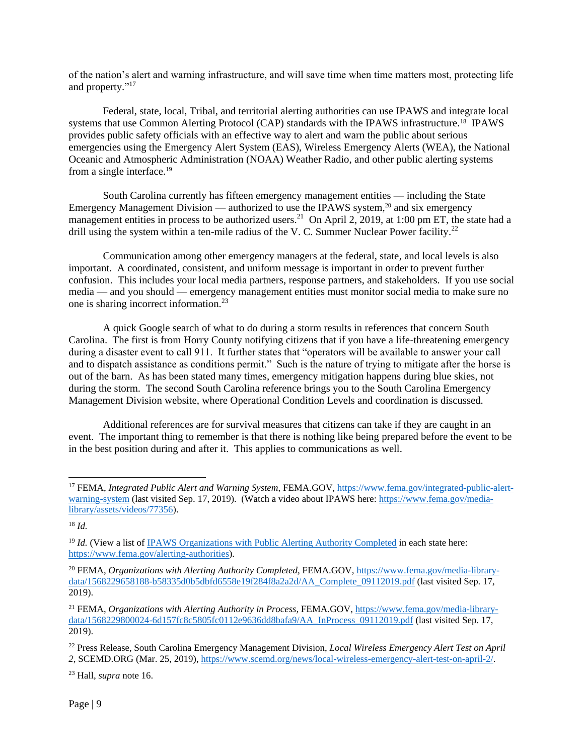of the nation's alert and warning infrastructure, and will save time when time matters most, protecting life and property."[17]

Federal, state, local, Tribal, and territorial alerting authorities can use IPAWS and integrate local systems that use Common Alerting Protocol (CAP) standards with the IPAWS infrastructure.[18] IPAWS provides public safety officials with an effective way to alert and warn the public about serious emergencies using the Emergency Alert System (EAS), Wireless Emergency Alerts (WEA), the National Oceanic and Atmospheric Administration (NOAA) Weather Radio, and other public alerting systems from a single interface.[19]

South Carolina currently has fifteen emergency management entities — including the State Emergency Management Division — authorized to use the IPAWS system,[20] and six emergency management entities in process to be authorized users.[21] On April 2, 2019, at 1:00 pm ET, the state had a drill using the system within a ten-mile radius of the V. C. Summer Nuclear Power facility.[22]

Communication among other emergency managers at the federal, state, and local levels is also important. A coordinated, consistent, and uniform message is important in order to prevent further confusion. This includes your local media partners, response partners, and stakeholders. If you use social media — and you should — emergency management entities must monitor social media to make sure no one is sharing incorrect information.[23]

A quick Google search of what to do during a storm results in references that concern South Carolina. The first is from Horry County notifying citizens that if you have a life-threatening emergency during a disaster event to call 911. It further states that "operators will be available to answer your call and to dispatch assistance as conditions permit." Such is the nature of trying to mitigate after the horse is out of the barn. As has been stated many times, emergency mitigation happens during blue skies, not during the storm. The second South Carolina reference brings you to the South Carolina Emergency Management Division website, where Operational Condition Levels and coordination is discussed.

Additional references are for survival measures that citizens can take if they are caught in an event. The important thing to remember is that there is nothing like being prepared before the event to be in the best position during and after it. This applies to communications as well.

---

[17] FEMA, *Integrated Public Alert and Warning System*, FEMA.GOV, https://www.fema.gov/integrated-public-alert-warning-system (last visited Sep. 17, 2019). (Watch a video about IPAWS here: https://www.fema.gov/media-library/assets/videos/77356).

[18] *Id.*

[19] *Id.* (View a list of IPAWS Organizations with Public Alerting Authority Completed in each state here: https://www.fema.gov/alerting-authorities).

[20] FEMA, *Organizations with Alerting Authority Completed,* FEMA.GOV, https://www.fema.gov/media-library-data/1568229658188-b58335d0b5dbfd6558e19f284f8a2a2d/AA_Complete_09112019.pdf (last visited Sep. 17, 2019).

[21] FEMA, *Organizations with Alerting Authority in Process,* FEMA.GOV, https://www.fema.gov/media-library-data/1568229800024-6d157fc8c5805fc0112e9636dd8bafa9/AA_InProcess_09112019.pdf (last visited Sep. 17, 2019).

[22] Press Release, South Carolina Emergency Management Division, *Local Wireless Emergency Alert Test on April 2*, SCEMD.ORG (Mar. 25, 2019), https://www.scemd.org/news/local-wireless-emergency-alert-test-on-april-2/.

[23] Hall, *supra* note 16.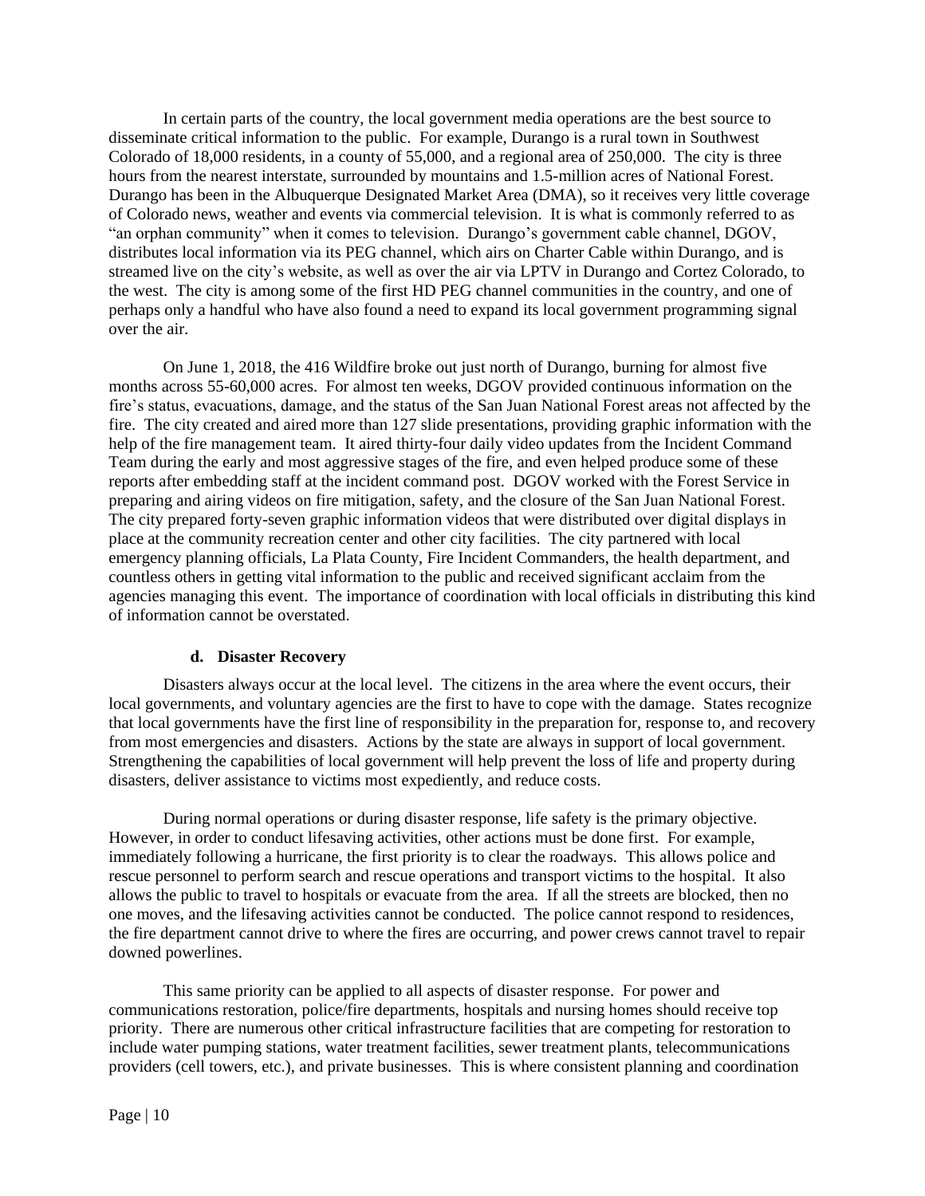In certain parts of the country, the local government media operations are the best source to disseminate critical information to the public. For example, Durango is a rural town in Southwest Colorado of 18,000 residents, in a county of 55,000, and a regional area of 250,000. The city is three hours from the nearest interstate, surrounded by mountains and 1.5-million acres of National Forest. Durango has been in the Albuquerque Designated Market Area (DMA), so it receives very little coverage of Colorado news, weather and events via commercial television. It is what is commonly referred to as "an orphan community" when it comes to television. Durango's government cable channel, DGOV, distributes local information via its PEG channel, which airs on Charter Cable within Durango, and is streamed live on the city's website, as well as over the air via LPTV in Durango and Cortez Colorado, to the west. The city is among some of the first HD PEG channel communities in the country, and one of perhaps only a handful who have also found a need to expand its local government programming signal over the air.

On June 1, 2018, the 416 Wildfire broke out just north of Durango, burning for almost five months across 55-60,000 acres. For almost ten weeks, DGOV provided continuous information on the fire's status, evacuations, damage, and the status of the San Juan National Forest areas not affected by the fire. The city created and aired more than 127 slide presentations, providing graphic information with the help of the fire management team. It aired thirty-four daily video updates from the Incident Command Team during the early and most aggressive stages of the fire, and even helped produce some of these reports after embedding staff at the incident command post. DGOV worked with the Forest Service in preparing and airing videos on fire mitigation, safety, and the closure of the San Juan National Forest. The city prepared forty-seven graphic information videos that were distributed over digital displays in place at the community recreation center and other city facilities. The city partnered with local emergency planning officials, La Plata County, Fire Incident Commanders, the health department, and countless others in getting vital information to the public and received significant acclaim from the agencies managing this event. The importance of coordination with local officials in distributing this kind of information cannot be overstated.

#### d. Disaster Recovery

Disasters always occur at the local level. The citizens in the area where the event occurs, their local governments, and voluntary agencies are the first to have to cope with the damage. States recognize that local governments have the first line of responsibility in the preparation for, response to, and recovery from most emergencies and disasters. Actions by the state are always in support of local government. Strengthening the capabilities of local government will help prevent the loss of life and property during disasters, deliver assistance to victims most expediently, and reduce costs.

During normal operations or during disaster response, life safety is the primary objective. However, in order to conduct lifesaving activities, other actions must be done first. For example, immediately following a hurricane, the first priority is to clear the roadways. This allows police and rescue personnel to perform search and rescue operations and transport victims to the hospital. It also allows the public to travel to hospitals or evacuate from the area. If all the streets are blocked, then no one moves, and the lifesaving activities cannot be conducted. The police cannot respond to residences, the fire department cannot drive to where the fires are occurring, and power crews cannot travel to repair downed powerlines.

This same priority can be applied to all aspects of disaster response. For power and communications restoration, police/fire departments, hospitals and nursing homes should receive top priority. There are numerous other critical infrastructure facilities that are competing for restoration to include water pumping stations, water treatment facilities, sewer treatment plants, telecommunications providers (cell towers, etc.), and private businesses. This is where consistent planning and coordination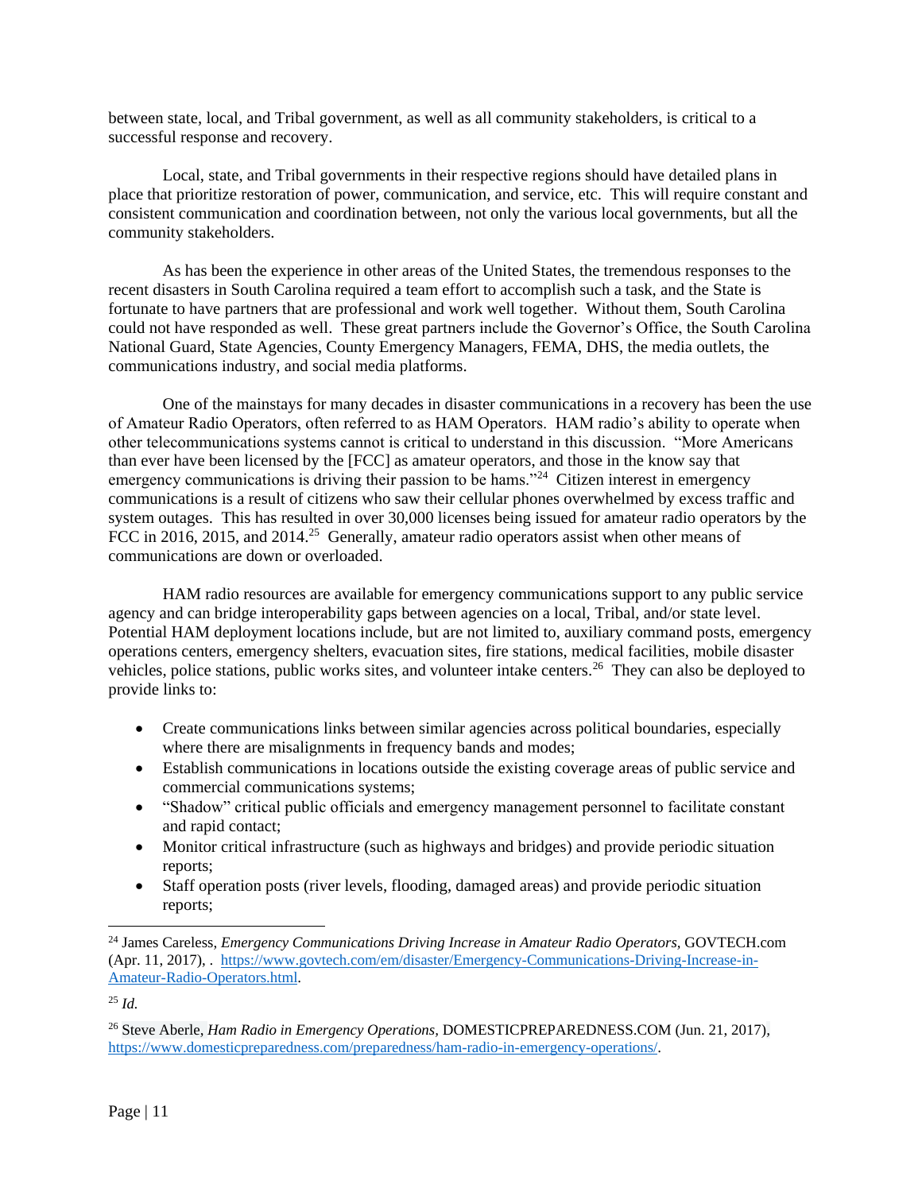between state, local, and Tribal government, as well as all community stakeholders, is critical to a successful response and recovery.

Local, state, and Tribal governments in their respective regions should have detailed plans in place that prioritize restoration of power, communication, and service, etc. This will require constant and consistent communication and coordination between, not only the various local governments, but all the community stakeholders.

As has been the experience in other areas of the United States, the tremendous responses to the recent disasters in South Carolina required a team effort to accomplish such a task, and the State is fortunate to have partners that are professional and work well together. Without them, South Carolina could not have responded as well. These great partners include the Governor's Office, the South Carolina National Guard, State Agencies, County Emergency Managers, FEMA, DHS, the media outlets, the communications industry, and social media platforms.

One of the mainstays for many decades in disaster communications in a recovery has been the use of Amateur Radio Operators, often referred to as HAM Operators. HAM radio's ability to operate when other telecommunications systems cannot is critical to understand in this discussion. "More Americans than ever have been licensed by the [FCC] as amateur operators, and those in the know say that emergency communications is driving their passion to be hams."[24] Citizen interest in emergency communications is a result of citizens who saw their cellular phones overwhelmed by excess traffic and system outages. This has resulted in over 30,000 licenses being issued for amateur radio operators by the FCC in 2016, 2015, and 2014.[25] Generally, amateur radio operators assist when other means of communications are down or overloaded.

HAM radio resources are available for emergency communications support to any public service agency and can bridge interoperability gaps between agencies on a local, Tribal, and/or state level. Potential HAM deployment locations include, but are not limited to, auxiliary command posts, emergency operations centers, emergency shelters, evacuation sites, fire stations, medical facilities, mobile disaster vehicles, police stations, public works sites, and volunteer intake centers.[26] They can also be deployed to provide links to:

- Create communications links between similar agencies across political boundaries, especially where there are misalignments in frequency bands and modes;
- Establish communications in locations outside the existing coverage areas of public service and commercial communications systems;
- "Shadow" critical public officials and emergency management personnel to facilitate constant and rapid contact;
- Monitor critical infrastructure (such as highways and bridges) and provide periodic situation reports;
- Staff operation posts (river levels, flooding, damaged areas) and provide periodic situation reports;

---

[24] James Careless, *Emergency Communications Driving Increase in Amateur Radio Operators,* GOVTECH.com (Apr. 11, 2017), . https://www.govtech.com/em/disaster/Emergency-Communications-Driving-Increase-in-Amateur-Radio-Operators.html.

[25] *Id.*

[26] Steve Aberle, *Ham Radio in Emergency Operations,* DOMESTICPREPAREDNESS.COM (Jun. 21, 2017), https://www.domesticpreparedness.com/preparedness/ham-radio-in-emergency-operations/.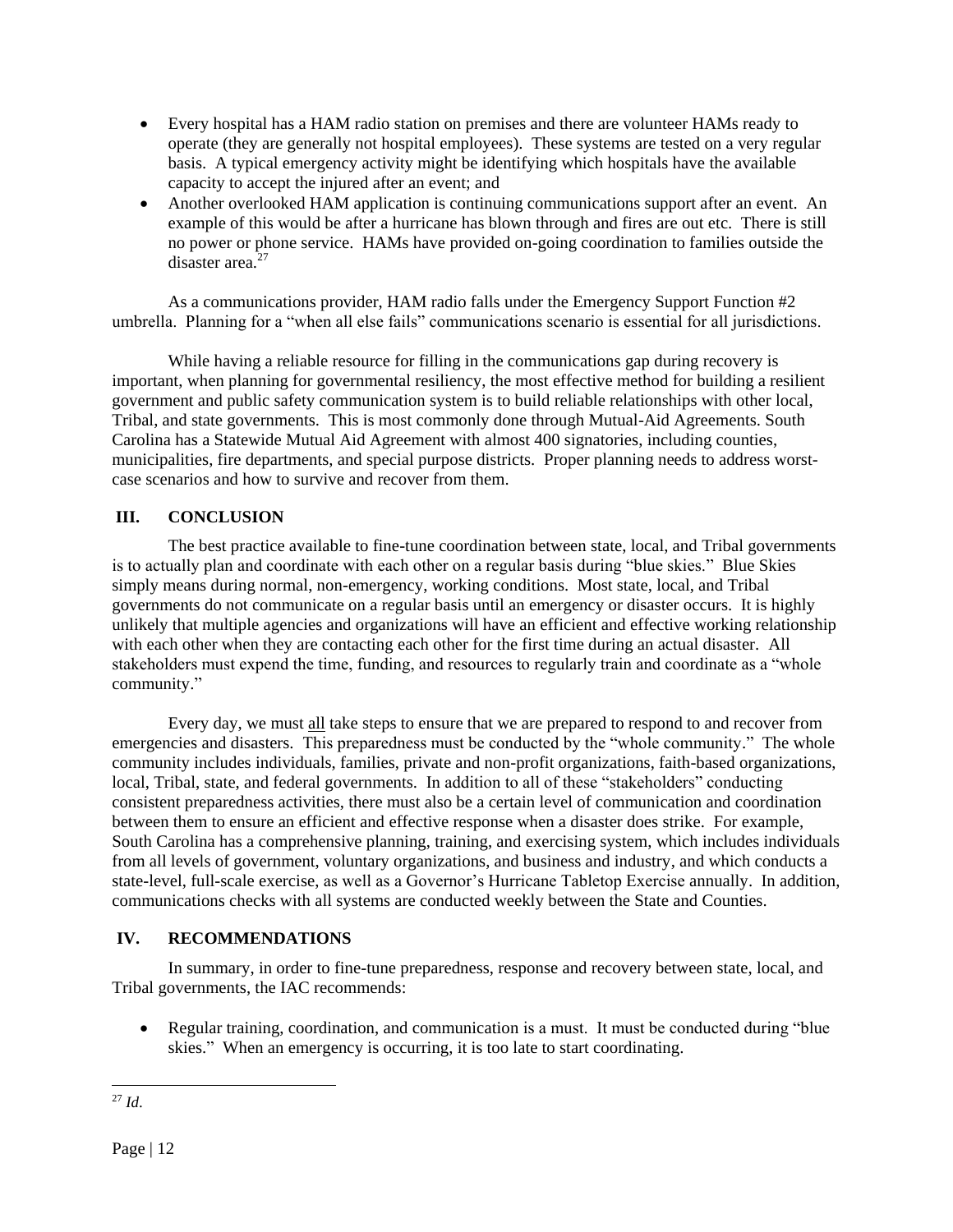- Every hospital has a HAM radio station on premises and there are volunteer HAMs ready to operate (they are generally not hospital employees). These systems are tested on a very regular basis. A typical emergency activity might be identifying which hospitals have the available capacity to accept the injured after an event; and
- Another overlooked HAM application is continuing communications support after an event. An example of this would be after a hurricane has blown through and fires are out etc. There is still no power or phone service. HAMs have provided on-going coordination to families outside the disaster area.[27]

As a communications provider, HAM radio falls under the Emergency Support Function #2 umbrella. Planning for a "when all else fails" communications scenario is essential for all jurisdictions.

While having a reliable resource for filling in the communications gap during recovery is important, when planning for governmental resiliency, the most effective method for building a resilient government and public safety communication system is to build reliable relationships with other local, Tribal, and state governments. This is most commonly done through Mutual-Aid Agreements. South Carolina has a Statewide Mutual Aid Agreement with almost 400 signatories, including counties, municipalities, fire departments, and special purpose districts. Proper planning needs to address worst-case scenarios and how to survive and recover from them.

## III. CONCLUSION

The best practice available to fine-tune coordination between state, local, and Tribal governments is to actually plan and coordinate with each other on a regular basis during "blue skies." Blue Skies simply means during normal, non-emergency, working conditions. Most state, local, and Tribal governments do not communicate on a regular basis until an emergency or disaster occurs. It is highly unlikely that multiple agencies and organizations will have an efficient and effective working relationship with each other when they are contacting each other for the first time during an actual disaster. All stakeholders must expend the time, funding, and resources to regularly train and coordinate as a "whole community."

Every day, we must all take steps to ensure that we are prepared to respond to and recover from emergencies and disasters. This preparedness must be conducted by the "whole community." The whole community includes individuals, families, private and non-profit organizations, faith-based organizations, local, Tribal, state, and federal governments. In addition to all of these "stakeholders" conducting consistent preparedness activities, there must also be a certain level of communication and coordination between them to ensure an efficient and effective response when a disaster does strike. For example, South Carolina has a comprehensive planning, training, and exercising system, which includes individuals from all levels of government, voluntary organizations, and business and industry, and which conducts a state-level, full-scale exercise, as well as a Governor's Hurricane Tabletop Exercise annually. In addition, communications checks with all systems are conducted weekly between the State and Counties.

## IV. RECOMMENDATIONS

In summary, in order to fine-tune preparedness, response and recovery between state, local, and Tribal governments, the IAC recommends:

- Regular training, coordination, and communication is a must. It must be conducted during "blue skies." When an emergency is occurring, it is too late to start coordinating.

---

[27] *Id*.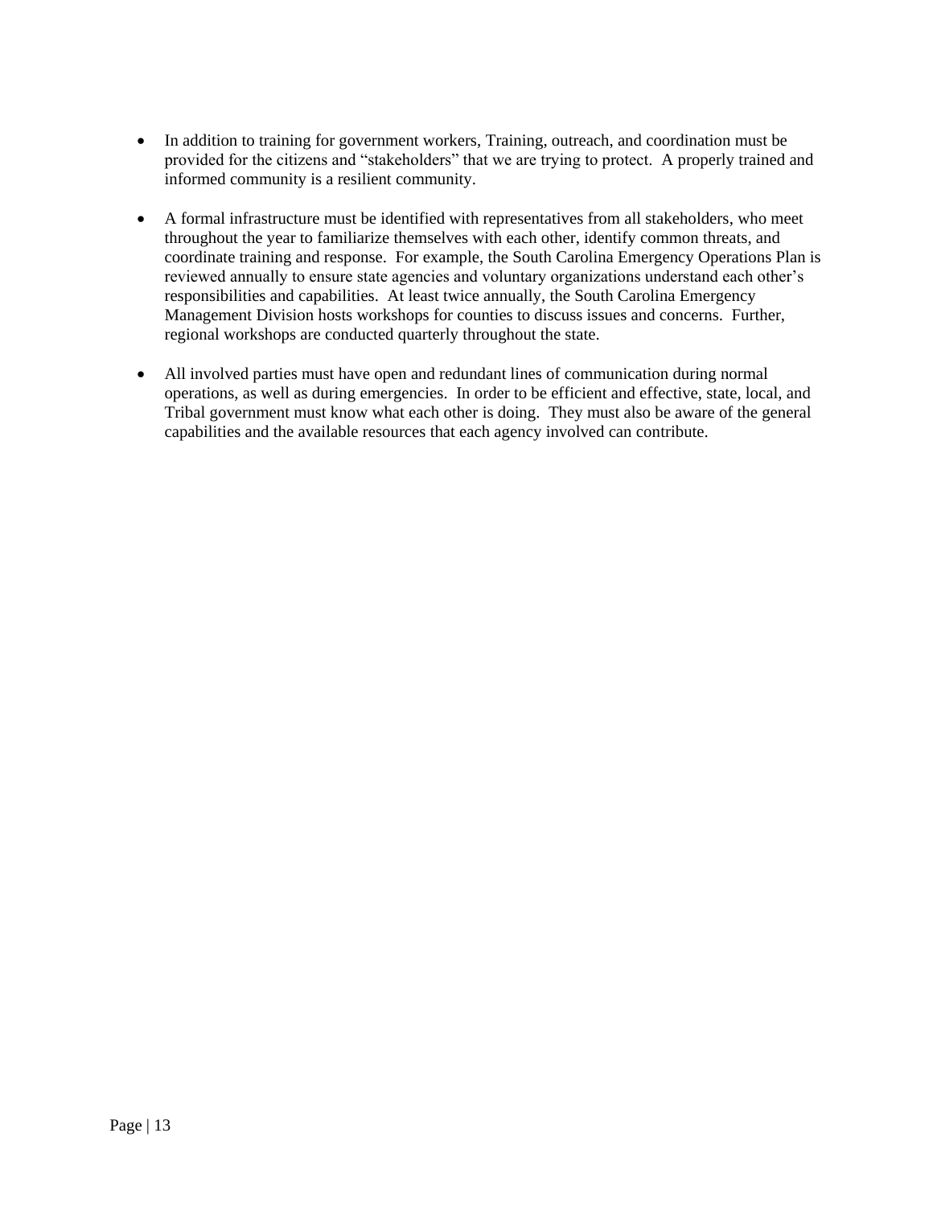- In addition to training for government workers, Training, outreach, and coordination must be provided for the citizens and "stakeholders" that we are trying to protect. A properly trained and informed community is a resilient community.

- A formal infrastructure must be identified with representatives from all stakeholders, who meet throughout the year to familiarize themselves with each other, identify common threats, and coordinate training and response. For example, the South Carolina Emergency Operations Plan is reviewed annually to ensure state agencies and voluntary organizations understand each other's responsibilities and capabilities. At least twice annually, the South Carolina Emergency Management Division hosts workshops for counties to discuss issues and concerns. Further, regional workshops are conducted quarterly throughout the state.

- All involved parties must have open and redundant lines of communication during normal operations, as well as during emergencies. In order to be efficient and effective, state, local, and Tribal government must know what each other is doing. They must also be aware of the general capabilities and the available resources that each agency involved can contribute.